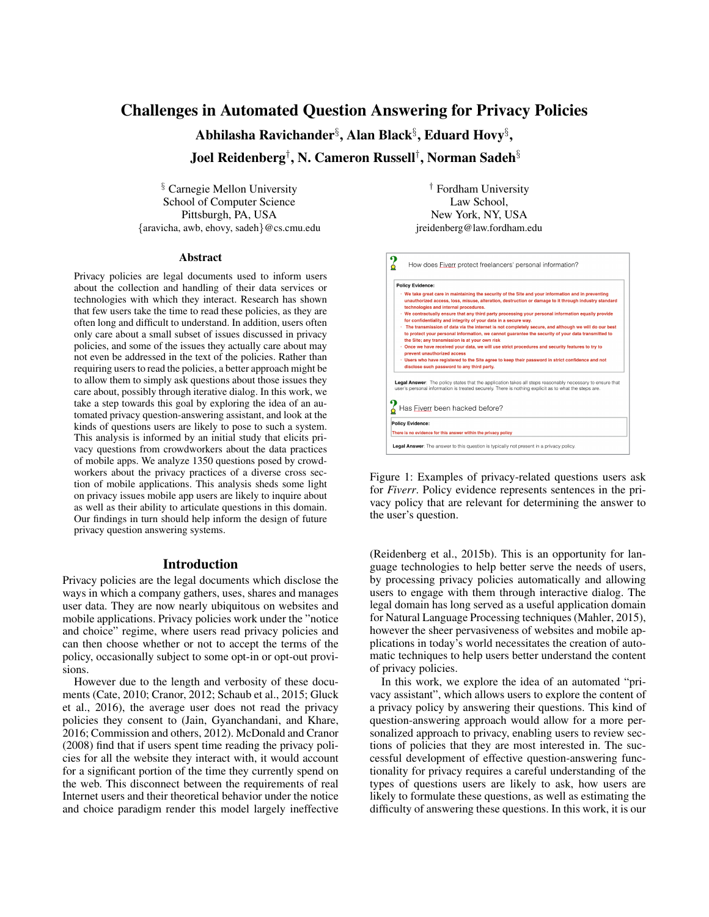# Challenges in Automated Question Answering for Privacy Policies

**Abhilasha Ravichander[§], Alan Black[§], Eduard Hovy[§], Joel Reidenberg[†], N. Cameron Russell[†], Norman Sadeh[§]**

[§] Carnegie Mellon University
School of Computer Science
Pittsburgh, PA, USA
{aravicha, awb, ehovy, sadeh}@cs.cmu.edu

[†] Fordham University
Law School,
New York, NY, USA
jreidenberg@law.fordham.edu

## Abstract

Privacy policies are legal documents used to inform users about the collection and handling of their data services or technologies with which they interact. Research has shown that few users take the time to read these policies, as they are often long and difficult to understand. In addition, users often only care about a small subset of issues discussed in privacy policies, and some of the issues they actually care about may not even be addressed in the text of the policies. Rather than requiring users to read the policies, a better approach might be to allow them to simply ask questions about those issues they care about, possibly through iterative dialog. In this work, we take a step towards this goal by exploring the idea of an automated privacy question-answering assistant, and look at the kinds of questions users are likely to pose to such a system. This analysis is informed by an initial study that elicits privacy questions from crowdworkers about the data practices of mobile apps. We analyze 1350 questions posed by crowdworkers about the privacy practices of a diverse cross section of mobile applications. This analysis sheds some light on privacy issues mobile app users are likely to inquire about as well as their ability to articulate questions in this domain. Our findings in turn should help inform the design of future privacy question answering systems.

## Introduction

Privacy policies are the legal documents which disclose the ways in which a company gathers, uses, shares and manages user data. They are now nearly ubiquitous on websites and mobile applications. Privacy policies work under the "notice and choice" regime, where users read privacy policies and can then choose whether or not to accept the terms of the policy, occasionally subject to some opt-in or opt-out provisions.

However due to the length and verbosity of these documents (Cate, 2010; Cranor, 2012; Schaub et al., 2015; Gluck et al., 2016), the average user does not read the privacy policies they consent to (Jain, Gyanchandani, and Khare, 2016; Commission and others, 2012). McDonald and Cranor (2008) find that if users spent time reading the privacy policies for all the website they interact with, it would account for a significant portion of the time they currently spend on the web. This disconnect between the requirements of real Internet users and their theoretical behavior under the notice and choice paradigm render this model largely ineffective (Reidenberg et al., 2015b). This is an opportunity for language technologies to help better serve the needs of users, by processing privacy policies automatically and allowing users to engage with them through interactive dialog. The legal domain has long served as a useful application domain for Natural Language Processing techniques (Mahler, 2015), however the sheer pervasiveness of websites and mobile applications in today's world necessitates the creation of automatic techniques to help users better understand the content of privacy policies.

How does Fiverr protect freelancers' personal information?

**Policy Evidence:**

- We take great care in maintaining the security of the Site and your information and in preventing unauthorized access, loss, misuse, alteration, destruction or damage to it through industry standard technologies and internal procedures.
- We contractually ensure that any third party processing your personal information equally provide for confidentiality and integrity of your data in a secure way.
- The transmission of data via the internet is not completely secure, and although we will do our best to protect your personal information, we cannot guarantee the security of your data transmitted to the Site; any transmission is at your own risk
- Once we have received your data, we will use strict procedures and security features to try to prevent unauthorized access
- Users who have registered to the Site agree to keep their password in strict confidence and not disclose such password to any third party.

**Legal Answer**: The policy states that the application takes all steps reasonably necessary to ensure that user's personal information is treated securely. There is nothing explicit as to what the steps are.

Has Fiverr been hacked before?

**Policy Evidence:**

There is no evidence for this answer within the privacy policy

**Legal Answer**: The answer to this question is typically not present in a privacy policy.

Figure 1: Examples of privacy-related questions users ask for *Fiverr*. Policy evidence represents sentences in the privacy policy that are relevant for determining the answer to the user's question.

In this work, we explore the idea of an automated "privacy assistant", which allows users to explore the content of a privacy policy by answering their questions. This kind of question-answering approach would allow for a more personalized approach to privacy, enabling users to review sections of policies that they are most interested in. The successful development of effective question-answering functionality for privacy requires a careful understanding of the types of questions users are likely to ask, how users are likely to formulate these questions, as well as estimating the difficulty of answering these questions. In this work, it is our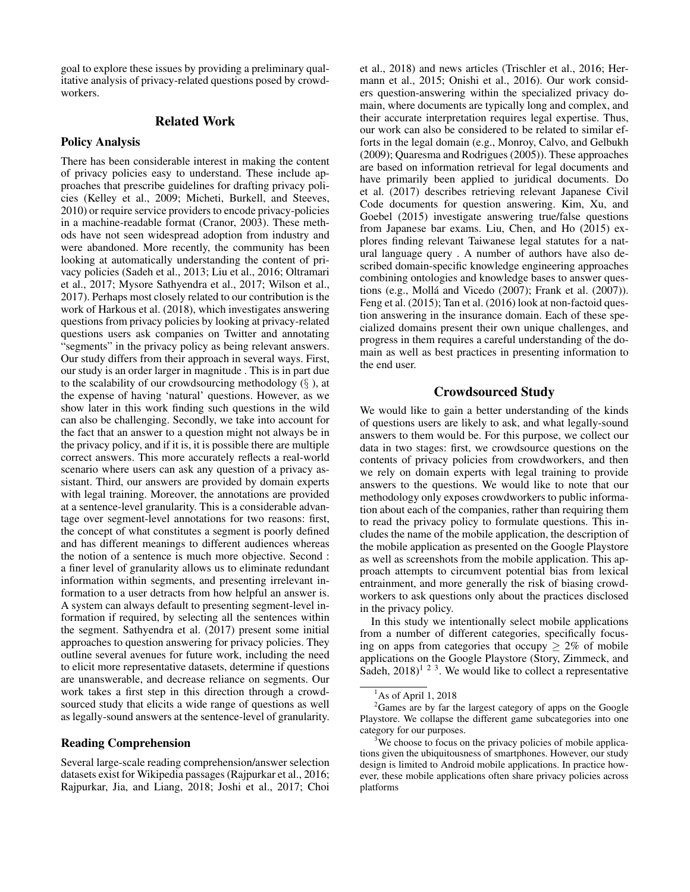goal to explore these issues by providing a preliminary qualitative analysis of privacy-related questions posed by crowdworkers.

## Related Work

### Policy Analysis

There has been considerable interest in making the content of privacy policies easy to understand. These include approaches that prescribe guidelines for drafting privacy policies (Kelley et al., 2009; Micheti, Burkell, and Steeves, 2010) or require service providers to encode privacy-policies in a machine-readable format (Cranor, 2003). These methods have not seen widespread adoption from industry and were abandoned. More recently, the community has been looking at automatically understanding the content of privacy policies (Sadeh et al., 2013; Liu et al., 2016; Oltramari et al., 2017; Mysore Sathyendra et al., 2017; Wilson et al., 2017). Perhaps most closely related to our contribution is the work of Harkous et al. (2018), which investigates answering questions from privacy policies by looking at privacy-related questions users ask companies on Twitter and annotating "segments" in the privacy policy as being relevant answers. Our study differs from their approach in several ways. First, our study is an order larger in magnitude . This is in part due to the scalability of our crowdsourcing methodology (§ ), at the expense of having 'natural' questions. However, as we show later in this work finding such questions in the wild can also be challenging. Secondly, we take into account for the fact that an answer to a question might not always be in the privacy policy, and if it is, it is possible there are multiple correct answers. This more accurately reflects a real-world scenario where users can ask any question of a privacy assistant. Third, our answers are provided by domain experts with legal training. Moreover, the annotations are provided at a sentence-level granularity. This is a considerable advantage over segment-level annotations for two reasons: first, the concept of what constitutes a segment is poorly defined and has different meanings to different audiences whereas the notion of a sentence is much more objective. Second : a finer level of granularity allows us to eliminate redundant information within segments, and presenting irrelevant information to a user detracts from how helpful an answer is. A system can always default to presenting segment-level information if required, by selecting all the sentences within the segment. Sathyendra et al. (2017) present some initial approaches to question answering for privacy policies. They outline several avenues for future work, including the need to elicit more representative datasets, determine if questions are unanswerable, and decrease reliance on segments. Our work takes a first step in this direction through a crowdsourced study that elicits a wide range of questions as well as legally-sound answers at the sentence-level of granularity.

### Reading Comprehension

Several large-scale reading comprehension/answer selection datasets exist for Wikipedia passages (Rajpurkar et al., 2016; Rajpurkar, Jia, and Liang, 2018; Joshi et al., 2017; Choi et al., 2018) and news articles (Trischler et al., 2016; Hermann et al., 2015; Onishi et al., 2016). Our work considers question-answering within the specialized privacy domain, where documents are typically long and complex, and their accurate interpretation requires legal expertise. Thus, our work can also be considered to be related to similar efforts in the legal domain (e.g., Monroy, Calvo, and Gelbukh (2009); Quaresma and Rodrigues (2005)). These approaches are based on information retrieval for legal documents and have primarily been applied to juridical documents. Do et al. (2017) describes retrieving relevant Japanese Civil Code documents for question answering. Kim, Xu, and Goebel (2015) investigate answering true/false questions from Japanese bar exams. Liu, Chen, and Ho (2015) explores finding relevant Taiwanese legal statutes for a natural language query . A number of authors have also described domain-specific knowledge engineering approaches combining ontologies and knowledge bases to answer questions (e.g., Mollá and Vicedo (2007); Frank et al. (2007)). Feng et al. (2015); Tan et al. (2016) look at non-factoid question answering in the insurance domain. Each of these specialized domains present their own unique challenges, and progress in them requires a careful understanding of the domain as well as best practices in presenting information to the end user.

## Crowdsourced Study

We would like to gain a better understanding of the kinds of questions users are likely to ask, and what legally-sound answers to them would be. For this purpose, we collect our data in two stages: first, we crowdsource questions on the contents of privacy policies from crowdworkers, and then we rely on domain experts with legal training to provide answers to the questions. We would like to note that our methodology only exposes crowdworkers to public information about each of the companies, rather than requiring them to read the privacy policy to formulate questions. This includes the name of the mobile application, the description of the mobile application as presented on the Google Playstore as well as screenshots from the mobile application. This approach attempts to circumvent potential bias from lexical entrainment, and more generally the risk of biasing crowdworkers to ask questions only about the practices disclosed in the privacy policy.

In this study we intentionally select mobile applications from a number of different categories, specifically focusing on apps from categories that occupy $\geq 2\%$ of mobile applications on the Google Playstore (Story, Zimmeck, and Sadeh, 2018)[1 2 3]. We would like to collect a representative

---

[1] As of April 1, 2018

[2] Games are by far the largest category of apps on the Google Playstore. We collapse the different game subcategories into one category for our purposes.

[3] We choose to focus on the privacy policies of mobile applications given the ubiquitousness of smartphones. However, our study design is limited to Android mobile applications. In practice however, these mobile applications often share privacy policies across platforms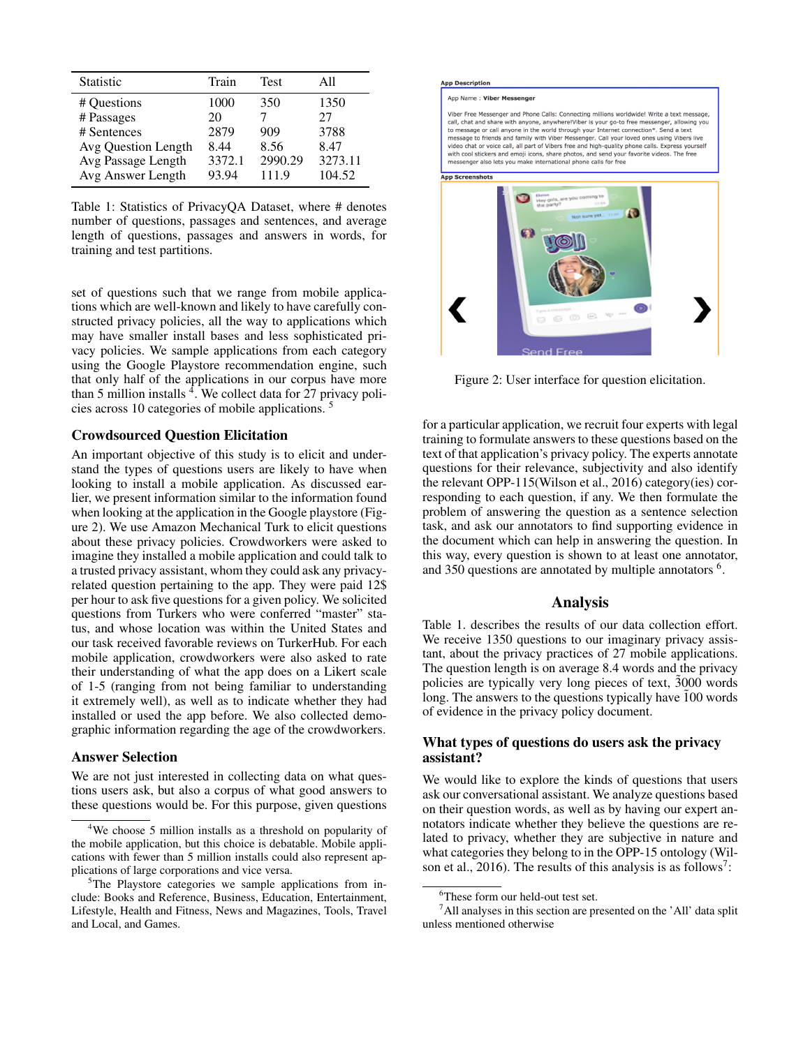| Statistic | Train | Test | All |
|---|---|---|---|
| # Questions | 1000 | 350 | 1350 |
| # Passages | 20 | 7 | 27 |
| # Sentences | 2879 | 909 | 3788 |
| Avg Question Length | 8.44 | 8.56 | 8.47 |
| Avg Passage Length | 3372.1 | 2990.29 | 3273.11 |
| Avg Answer Length | 93.94 | 111.9 | 104.52 |

Table 1: Statistics of PrivacyQA Dataset, where # denotes number of questions, passages and sentences, and average length of questions, passages and answers in words, for training and test partitions.

set of questions such that we range from mobile applications which are well-known and likely to have carefully constructed privacy policies, all the way to applications which may have smaller install bases and less sophisticated privacy policies. We sample applications from each category using the Google Playstore recommendation engine, such that only half of the applications in our corpus have more than 5 million installs [4]. We collect data for 27 privacy policies across 10 categories of mobile applications. [5]

### Crowdsourced Question Elicitation

An important objective of this study is to elicit and understand the types of questions users are likely to have when looking to install a mobile application. As discussed earlier, we present information similar to the information found when looking at the application in the Google playstore (Figure 2). We use Amazon Mechanical Turk to elicit questions about these privacy policies. Crowdworkers were asked to imagine they installed a mobile application and could talk to a trusted privacy assistant, whom they could ask any privacy-related question pertaining to the app. They were paid 12$ per hour to ask five questions for a given policy. We solicited questions from Turkers who were conferred "master" status, and whose location was within the United States and our task received favorable reviews on TurkerHub. For each mobile application, crowdworkers were also asked to rate their understanding of what the app does on a Likert scale of 1-5 (ranging from not being familiar to understanding it extremely well), as well as to indicate whether they had installed or used the app before. We also collected demographic information regarding the age of the crowdworkers.

### Answer Selection

We are not just interested in collecting data on what questions users ask, but also a corpus of what good answers to these questions would be. For this purpose, given questions for a particular application, we recruit four experts with legal training to formulate answers to these questions based on the text of that application's privacy policy. The experts annotate questions for their relevance, subjectivity and also identify the relevant OPP-115(Wilson et al., 2016) category(ies) corresponding to each question, if any. We then formulate the problem of answering the question as a sentence selection task, and ask our annotators to find supporting evidence in the document which can help in answering the question. In this way, every question is shown to at least one annotator, and 350 questions are annotated by multiple annotators [6].

[4] We choose 5 million installs as a threshold on popularity of the mobile application, but this choice is debatable. Mobile applications with fewer than 5 million installs could also represent applications of large corporations and vice versa.

[5] The Playstore categories we sample applications from include: Books and Reference, Business, Education, Entertainment, Lifestyle, Health and Fitness, News and Magazines, Tools, Travel and Local, and Games.

Figure 2: User interface for question elicitation.

## Analysis

Table 1. describes the results of our data collection effort. We receive 1350 questions to our imaginary privacy assistant, about the privacy practices of 27 mobile applications. The question length is on average 8.4 words and the privacy policies are typically very long pieces of text, ~3000 words long. The answers to the questions typically have ~100 words of evidence in the privacy policy document.

### What types of questions do users ask the privacy assistant?

We would like to explore the kinds of questions that users ask our conversational assistant. We analyze questions based on their question words, as well as by having our expert annotators indicate whether they believe the questions are related to privacy, whether they are subjective in nature and what categories they belong to in the OPP-15 ontology (Wilson et al., 2016). The results of this analysis is as follows[7]:

[6] These form our held-out test set.

[7] All analyses in this section are presented on the 'All' data split unless mentioned otherwise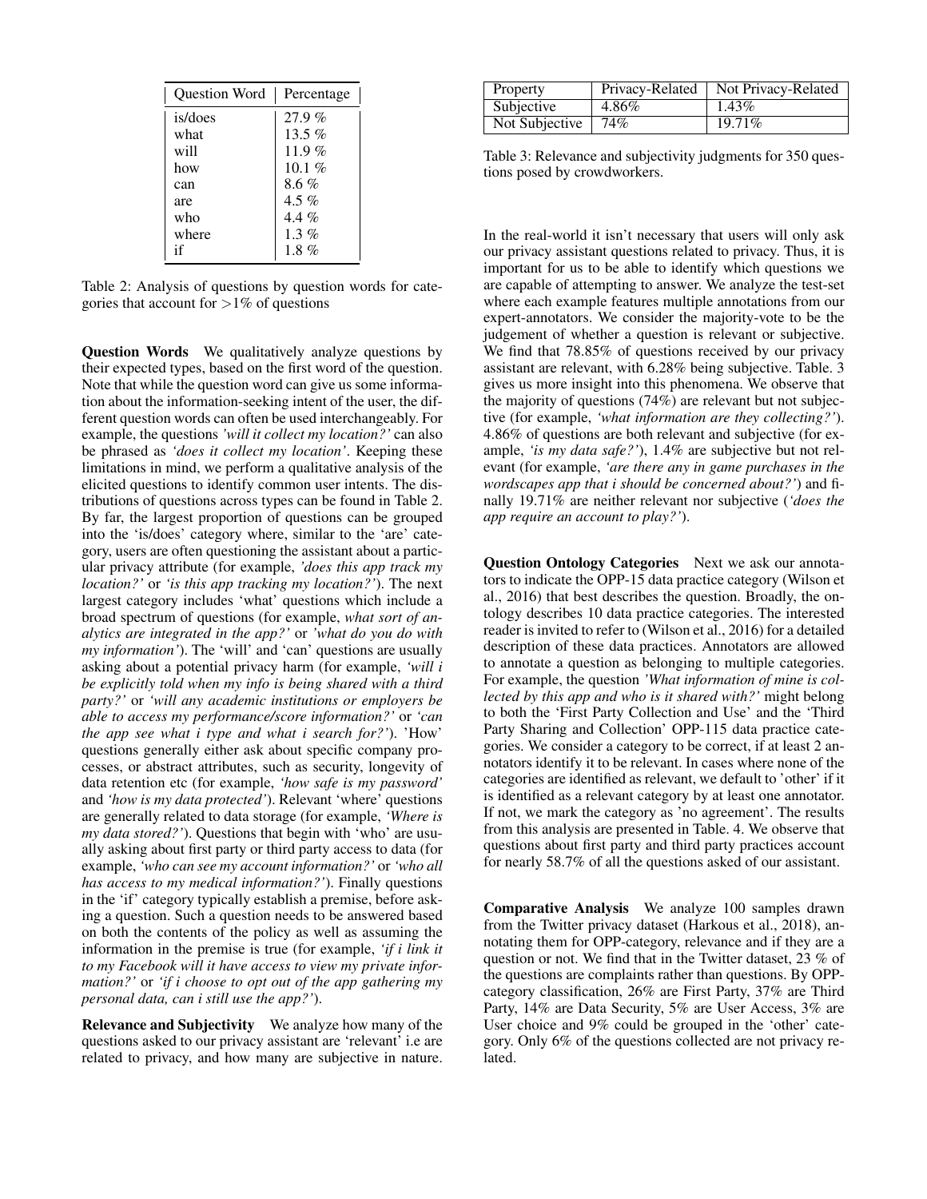| Question Word | Percentage |
|---|---|
| is/does | 27.9 % |
| what | 13.5 % |
| will | 11.9 % |
| how | 10.1 % |
| can | 8.6 % |
| are | 4.5 % |
| who | 4.4 % |
| where | 1.3 % |
| if | 1.8 % |

Table 2: Analysis of questions by question words for categories that account for >1% of questions

**Question Words** We qualitatively analyze questions by their expected types, based on the first word of the question. Note that while the question word can give us some information about the information-seeking intent of the user, the different question words can often be used interchangeably. For example, the questions *'will it collect my location?'* can also be phrased as *'does it collect my location'*. Keeping these limitations in mind, we perform a qualitative analysis of the elicited questions to identify common user intents. The distributions of questions across types can be found in Table 2. By far, the largest proportion of questions can be grouped into the 'is/does' category where, similar to the 'are' category, users are often questioning the assistant about a particular privacy attribute (for example, *'does this app track my location?'* or *'is this app tracking my location?'*). The next largest category includes 'what' questions which include a broad spectrum of questions (for example, *what sort of analytics are integrated in the app?'* or *'what do you do with my information'*). The 'will' and 'can' questions are usually asking about a potential privacy harm (for example, *'will i be explicitly told when my info is being shared with a third party?'* or *'will any academic institutions or employers be able to access my performance/score information?'* or *'can the app see what i type and what i search for?'*). 'How' questions generally either ask about specific company processes, or abstract attributes, such as security, longevity of data retention etc (for example, *'how safe is my password'* and *'how is my data protected'*). Relevant 'where' questions are generally related to data storage (for example, *'Where is my data stored?'*). Questions that begin with 'who' are usually asking about first party or third party access to data (for example, *'who can see my account information?'* or *'who all has access to my medical information?'*). Finally questions in the 'if' category typically establish a premise, before asking a question. Such a question needs to be answered based on both the contents of the policy as well as assuming the information in the premise is true (for example, *'if i link it to my Facebook will it have access to view my private information?'* or *'if i choose to opt out of the app gathering my personal data, can i still use the app?'*).

**Relevance and Subjectivity** We analyze how many of the questions asked to our privacy assistant are 'relevant' i.e are related to privacy, and how many are subjective in nature.

| Property | Privacy-Related | Not Privacy-Related |
|---|---|---|
| Subjective | 4.86% | 1.43% |
| Not Subjective | 74% | 19.71% |

Table 3: Relevance and subjectivity judgments for 350 questions posed by crowdworkers.

In the real-world it isn't necessary that users will only ask our privacy assistant questions related to privacy. Thus, it is important for us to be able to identify which questions we are capable of attempting to answer. We analyze the test-set where each example features multiple annotations from our expert-annotators. We consider the majority-vote to be the judgement of whether a question is relevant or subjective. We find that 78.85% of questions received by our privacy assistant are relevant, with 6.28% being subjective. Table. 3 gives us more insight into this phenomena. We observe that the majority of questions (74%) are relevant but not subjective (for example, *'what information are they collecting?'*). 4.86% of questions are both relevant and subjective (for example, *'is my data safe?'*), 1.4% are subjective but not relevant (for example, *'are there any in game purchases in the wordscapes app that i should be concerned about?'*) and finally 19.71% are neither relevant nor subjective (*'does the app require an account to play?'*).

**Question Ontology Categories** Next we ask our annotators to indicate the OPP-15 data practice category (Wilson et al., 2016) that best describes the question. Broadly, the ontology describes 10 data practice categories. The interested reader is invited to refer to (Wilson et al., 2016) for a detailed description of these data practices. Annotators are allowed to annotate a question as belonging to multiple categories. For example, the question *'What information of mine is collected by this app and who is it shared with?'* might belong to both the 'First Party Collection and Use' and the 'Third Party Sharing and Collection' OPP-115 data practice categories. We consider a category to be correct, if at least 2 annotators identify it to be relevant. In cases where none of the categories are identified as relevant, we default to 'other' if it is identified as a relevant category by at least one annotator. If not, we mark the category as 'no agreement'. The results from this analysis are presented in Table. 4. We observe that questions about first party and third party practices account for nearly 58.7% of all the questions asked of our assistant.

**Comparative Analysis** We analyze 100 samples drawn from the Twitter privacy dataset (Harkous et al., 2018), annotating them for OPP-category, relevance and if they are a question or not. We find that in the Twitter dataset, 23 % of the questions are complaints rather than questions. By OPP-category classification, 26% are First Party, 37% are Third Party, 14% are Data Security, 5% are User Access, 3% are User choice and 9% could be grouped in the 'other' category. Only 6% of the questions collected are not privacy related.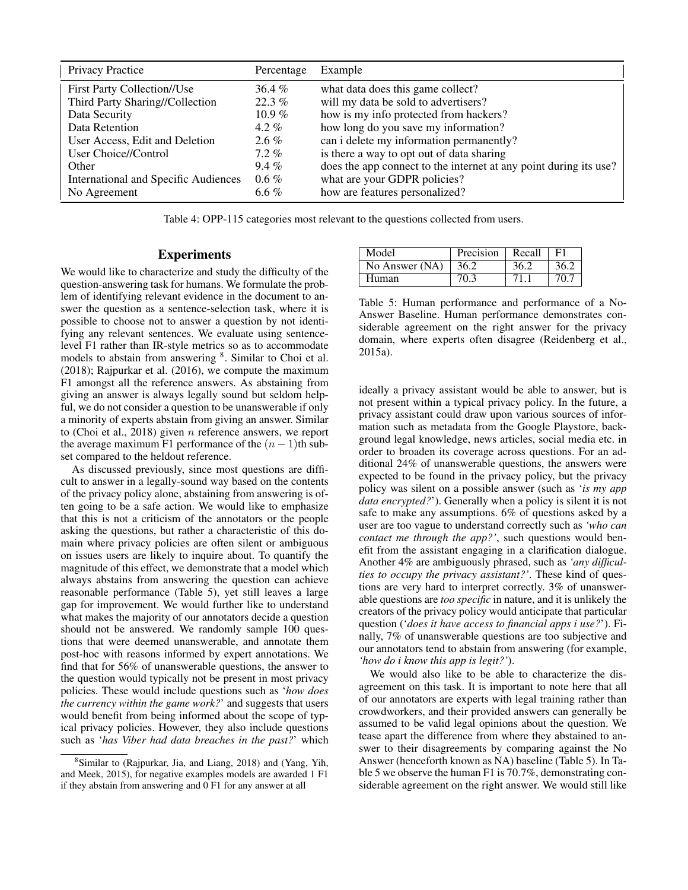| Privacy Practice | Percentage | Example |
|---|---|---|
| First Party Collection//Use | 36.4 % | what data does this game collect? |
| Third Party Sharing//Collection | 22.3 % | will my data be sold to advertisers? |
| Data Security | 10.9 % | how is my info protected from hackers? |
| Data Retention | 4.2 % | how long do you save my information? |
| User Access, Edit and Deletion | 2.6 % | can i delete my information permanently? |
| User Choice//Control | 7.2 % | is there a way to opt out of data sharing |
| Other | 9.4 % | does the app connect to the internet at any point during its use? |
| International and Specific Audiences | 0.6 % | what are your GDPR policies? |
| No Agreement | 6.6 % | how are features personalized? |

Table 4: OPP-115 categories most relevant to the questions collected from users.

## Experiments

We would like to characterize and study the difficulty of the question-answering task for humans. We formulate the problem of identifying relevant evidence in the document to answer the question as a sentence-selection task, where it is possible to choose not to answer a question by not identifying any relevant sentences. We evaluate using sentence-level F1 rather than IR-style metrics so as to accommodate models to abstain from answering [8]. Similar to Choi et al. (2018); Rajpurkar et al. (2016), we compute the maximum F1 amongst all the reference answers. As abstaining from giving an answer is always legally sound but seldom helpful, we do not consider a question to be unanswerable if only a minority of experts abstain from giving an answer. Similar to (Choi et al., 2018) given $n$ reference answers, we report the average maximum F1 performance of the $(n-1)$th subset compared to the heldout reference.

As discussed previously, since most questions are difficult to answer in a legally-sound way based on the contents of the privacy policy alone, abstaining from answering is often going to be a safe action. We would like to emphasize that this is not a criticism of the annotators or the people asking the questions, but rather a characteristic of this domain where privacy policies are often silent or ambiguous on issues users are likely to inquire about. To quantify the magnitude of this effect, we demonstrate that a model which always abstains from answering the question can achieve reasonable performance (Table 5), yet still leaves a large gap for improvement. We would further like to understand what makes the majority of our annotators decide a question should not be answered. We randomly sample 100 questions that were deemed unanswerable, and annotate them post-hoc with reasons informed by expert annotations. We find that for 56% of unanswerable questions, the answer to the question would typically not be present in most privacy policies. These would include questions such as '*how does the currency within the game work?*' and suggests that users would benefit from being informed about the scope of typical privacy policies. However, they also include questions such as '*has Viber had data breaches in the past?*' which ideally a privacy assistant would be able to answer, but is not present within a typical privacy policy. In the future, a privacy assistant could draw upon various sources of information such as metadata from the Google Playstore, background legal knowledge, news articles, social media etc. in order to broaden its coverage across questions. For an additional 24% of unanswerable questions, the answers were expected to be found in the privacy policy, but the privacy policy was silent on a possible answer (such as '*is my app data encrypted?*'). Generally when a policy is silent it is not safe to make any assumptions. 6% of questions asked by a user are too vague to understand correctly such as *'who can contact me through the app?'*, such questions would benefit from the assistant engaging in a clarification dialogue. Another 4% are ambiguously phrased, such as *'any difficulties to occupy the privacy assistant?'*. These kind of questions are very hard to interpret correctly. 3% of unanswerable questions are *too specific* in nature, and it is unlikely the creators of the privacy policy would anticipate that particular question ('*does it have access to financial apps i use?*'). Finally, 7% of unanswerable questions are too subjective and our annotators tend to abstain from answering (for example, *'how do i know this app is legit?'*).

| Model | Precision | Recall | F1 |
|---|---|---|---|
| No Answer (NA) | 36.2 | 36.2 | 36.2 |
| Human | 70.3 | 71.1 | 70.7 |

Table 5: Human performance and performance of a No-Answer Baseline. Human performance demonstrates considerable agreement on the right answer for the privacy domain, where experts often disagree (Reidenberg et al., 2015a).

We would also like to be able to characterize the disagreement on this task. It is important to note here that all of our annotators are experts with legal training rather than crowdworkers, and their provided answers can generally be assumed to be valid legal opinions about the question. We tease apart the difference from where they abstained to answer to their disagreements by comparing against the No Answer (henceforth known as NA) baseline (Table 5). In Table 5 we observe the human F1 is 70.7%, demonstrating considerable agreement on the right answer. We would still like

[8] Similar to (Rajpurkar, Jia, and Liang, 2018) and (Yang, Yih, and Meek, 2015), for negative examples models are awarded 1 F1 if they abstain from answering and 0 F1 for any answer at all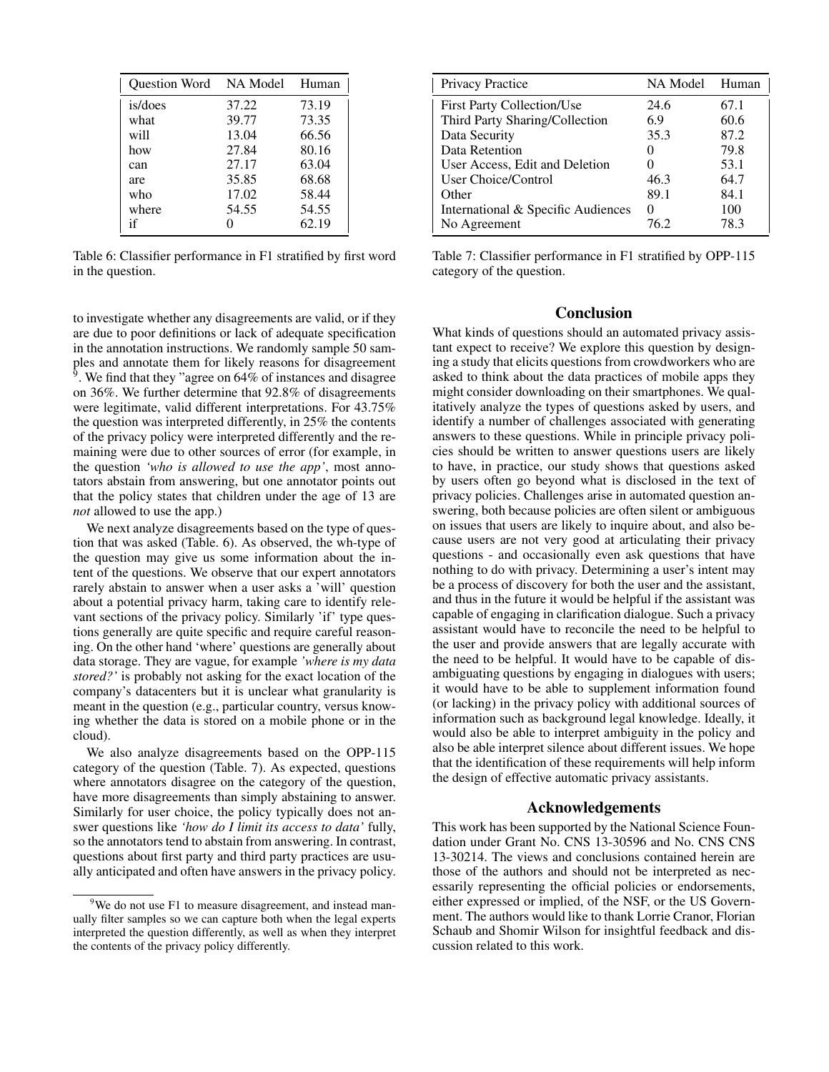| Question Word | NA Model | Human |
|---|---|---|
| is/does | 37.22 | 73.19 |
| what | 39.77 | 73.35 |
| will | 13.04 | 66.56 |
| how | 27.84 | 80.16 |
| can | 27.17 | 63.04 |
| are | 35.85 | 68.68 |
| who | 17.02 | 58.44 |
| where | 54.55 | 54.55 |
| if | 0 | 62.19 |

Table 6: Classifier performance in F1 stratified by first word in the question.

| Privacy Practice | NA Model | Human |
|---|---|---|
| First Party Collection/Use | 24.6 | 67.1 |
| Third Party Sharing/Collection | 6.9 | 60.6 |
| Data Security | 35.3 | 87.2 |
| Data Retention | 0 | 79.8 |
| User Access, Edit and Deletion | 0 | 53.1 |
| User Choice/Control | 46.3 | 64.7 |
| Other | 89.1 | 84.1 |
| International & Specific Audiences | 0 | 100 |
| No Agreement | 76.2 | 78.3 |

Table 7: Classifier performance in F1 stratified by OPP-115 category of the question.

to investigate whether any disagreements are valid, or if they are due to poor definitions or lack of adequate specification in the annotation instructions. We randomly sample 50 samples and annotate them for likely reasons for disagreement [9]. We find that they "agree on 64% of instances and disagree on 36%. We further determine that 92.8% of disagreements were legitimate, valid different interpretations. For 43.75% the question was interpreted differently, in 25% the contents of the privacy policy were interpreted differently and the remaining were due to other sources of error (for example, in the question *'who is allowed to use the app'*, most annotators abstain from answering, but one annotator points out that the policy states that children under the age of 13 are *not* allowed to use the app.)

We next analyze disagreements based on the type of question that was asked (Table. 6). As observed, the wh-type of the question may give us some information about the intent of the questions. We observe that our expert annotators rarely abstain to answer when a user asks a 'will' question about a potential privacy harm, taking care to identify relevant sections of the privacy policy. Similarly 'if' type questions generally are quite specific and require careful reasoning. On the other hand 'where' questions are generally about data storage. They are vague, for example *'where is my data stored?'* is probably not asking for the exact location of the company's datacenters but it is unclear what granularity is meant in the question (e.g., particular country, versus knowing whether the data is stored on a mobile phone or in the cloud).

We also analyze disagreements based on the OPP-115 category of the question (Table. 7). As expected, questions where annotators disagree on the category of the question, have more disagreements than simply abstaining to answer. Similarly for user choice, the policy typically does not answer questions like *'how do I limit its access to data'* fully, so the annotators tend to abstain from answering. In contrast, questions about first party and third party practices are usually anticipated and often have answers in the privacy policy.

[9]We do not use F1 to measure disagreement, and instead manually filter samples so we can capture both when the legal experts interpreted the question differently, as well as when they interpret the contents of the privacy policy differently.

## Conclusion

What kinds of questions should an automated privacy assistant expect to receive? We explore this question by designing a study that elicits questions from crowdworkers who are asked to think about the data practices of mobile apps they might consider downloading on their smartphones. We qualitatively analyze the types of questions asked by users, and identify a number of challenges associated with generating answers to these questions. While in principle privacy policies should be written to answer questions users are likely to have, in practice, our study shows that questions asked by users often go beyond what is disclosed in the text of privacy policies. Challenges arise in automated question answering, both because policies are often silent or ambiguous on issues that users are likely to inquire about, and also because users are not very good at articulating their privacy questions - and occasionally even ask questions that have nothing to do with privacy. Determining a user's intent may be a process of discovery for both the user and the assistant, and thus in the future it would be helpful if the assistant was capable of engaging in clarification dialogue. Such a privacy assistant would have to reconcile the need to be helpful to the user and provide answers that are legally accurate with the need to be helpful. It would have to be capable of disambiguating questions by engaging in dialogues with users; it would have to be able to supplement information found (or lacking) in the privacy policy with additional sources of information such as background legal knowledge. Ideally, it would also be able to interpret ambiguity in the policy and also be able interpret silence about different issues. We hope that the identification of these requirements will help inform the design of effective automatic privacy assistants.

## Acknowledgements

This work has been supported by the National Science Foundation under Grant No. CNS 13-30596 and No. CNS CNS 13-30214. The views and conclusions contained herein are those of the authors and should not be interpreted as necessarily representing the official policies or endorsements, either expressed or implied, of the NSF, or the US Government. The authors would like to thank Lorrie Cranor, Florian Schaub and Shomir Wilson for insightful feedback and discussion related to this work.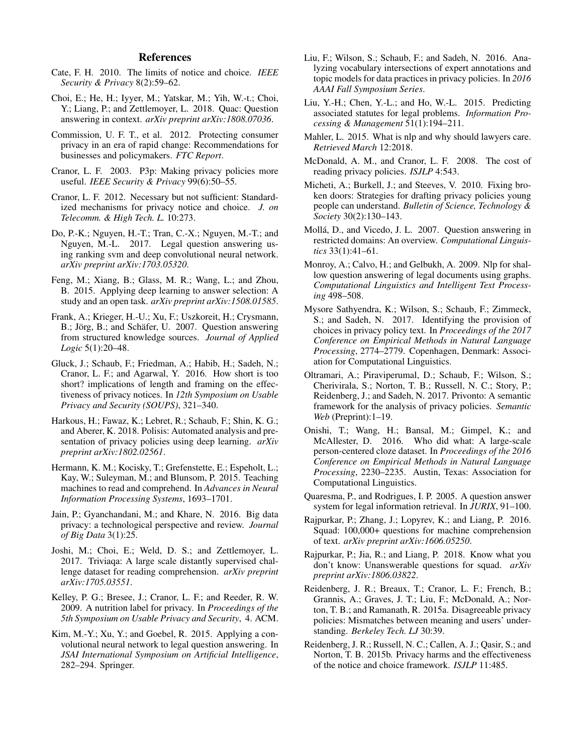## References

Cate, F. H. 2010. The limits of notice and choice. *IEEE Security & Privacy* 8(2):59–62.

Choi, E.; He, H.; Iyyer, M.; Yatskar, M.; Yih, W.-t.; Choi, Y.; Liang, P.; and Zettlemoyer, L. 2018. Quac: Question answering in context. *arXiv preprint arXiv:1808.07036*.

Commission, U. F. T., et al. 2012. Protecting consumer privacy in an era of rapid change: Recommendations for businesses and policymakers. *FTC Report*.

Cranor, L. F. 2003. P3p: Making privacy policies more useful. *IEEE Security & Privacy* 99(6):50–55.

Cranor, L. F. 2012. Necessary but not sufficient: Standardized mechanisms for privacy notice and choice. *J. on Telecomm. & High Tech. L.* 10:273.

Do, P.-K.; Nguyen, H.-T.; Tran, C.-X.; Nguyen, M.-T.; and Nguyen, M.-L. 2017. Legal question answering using ranking svm and deep convolutional neural network. *arXiv preprint arXiv:1703.05320*.

Feng, M.; Xiang, B.; Glass, M. R.; Wang, L.; and Zhou, B. 2015. Applying deep learning to answer selection: A study and an open task. *arXiv preprint arXiv:1508.01585*.

Frank, A.; Krieger, H.-U.; Xu, F.; Uszkoreit, H.; Crysmann, B.; Jörg, B.; and Schäfer, U. 2007. Question answering from structured knowledge sources. *Journal of Applied Logic* 5(1):20–48.

Gluck, J.; Schaub, F.; Friedman, A.; Habib, H.; Sadeh, N.; Cranor, L. F.; and Agarwal, Y. 2016. How short is too short? implications of length and framing on the effectiveness of privacy notices. In *12th Symposium on Usable Privacy and Security (SOUPS)*, 321–340.

Harkous, H.; Fawaz, K.; Lebret, R.; Schaub, F.; Shin, K. G.; and Aberer, K. 2018. Polisis: Automated analysis and presentation of privacy policies using deep learning. *arXiv preprint arXiv:1802.02561*.

Hermann, K. M.; Kocisky, T.; Grefenstette, E.; Espeholt, L.; Kay, W.; Suleyman, M.; and Blunsom, P. 2015. Teaching machines to read and comprehend. In *Advances in Neural Information Processing Systems*, 1693–1701.

Jain, P.; Gyanchandani, M.; and Khare, N. 2016. Big data privacy: a technological perspective and review. *Journal of Big Data* 3(1):25.

Joshi, M.; Choi, E.; Weld, D. S.; and Zettlemoyer, L. 2017. Triviaqa: A large scale distantly supervised challenge dataset for reading comprehension. *arXiv preprint arXiv:1705.03551*.

Kelley, P. G.; Bresee, J.; Cranor, L. F.; and Reeder, R. W. 2009. A nutrition label for privacy. In *Proceedings of the 5th Symposium on Usable Privacy and Security*, 4. ACM.

Kim, M.-Y.; Xu, Y.; and Goebel, R. 2015. Applying a convolutional neural network to legal question answering. In *JSAI International Symposium on Artificial Intelligence*, 282–294. Springer.

Liu, F.; Wilson, S.; Schaub, F.; and Sadeh, N. 2016. Analyzing vocabulary intersections of expert annotations and topic models for data practices in privacy policies. In *2016 AAAI Fall Symposium Series*.

Liu, Y.-H.; Chen, Y.-L.; and Ho, W.-L. 2015. Predicting associated statutes for legal problems. *Information Processing & Management* 51(1):194–211.

Mahler, L. 2015. What is nlp and why should lawyers care. *Retrieved March* 12:2018.

McDonald, A. M., and Cranor, L. F. 2008. The cost of reading privacy policies. *ISJLP* 4:543.

Micheti, A.; Burkell, J.; and Steeves, V. 2010. Fixing broken doors: Strategies for drafting privacy policies young people can understand. *Bulletin of Science, Technology & Society* 30(2):130–143.

Mollá, D., and Vicedo, J. L. 2007. Question answering in restricted domains: An overview. *Computational Linguistics* 33(1):41–61.

Monroy, A.; Calvo, H.; and Gelbukh, A. 2009. Nlp for shallow question answering of legal documents using graphs. *Computational Linguistics and Intelligent Text Processing* 498–508.

Mysore Sathyendra, K.; Wilson, S.; Schaub, F.; Zimmeck, S.; and Sadeh, N. 2017. Identifying the provision of choices in privacy policy text. In *Proceedings of the 2017 Conference on Empirical Methods in Natural Language Processing*, 2774–2779. Copenhagen, Denmark: Association for Computational Linguistics.

Oltramari, A.; Piraviperumal, D.; Schaub, F.; Wilson, S.; Cherivirala, S.; Norton, T. B.; Russell, N. C.; Story, P.; Reidenberg, J.; and Sadeh, N. 2017. Privonto: A semantic framework for the analysis of privacy policies. *Semantic Web* (Preprint):1–19.

Onishi, T.; Wang, H.; Bansal, M.; Gimpel, K.; and McAllester, D. 2016. Who did what: A large-scale person-centered cloze dataset. In *Proceedings of the 2016 Conference on Empirical Methods in Natural Language Processing*, 2230–2235. Austin, Texas: Association for Computational Linguistics.

Quaresma, P., and Rodrigues, I. P. 2005. A question answer system for legal information retrieval. In *JURIX*, 91–100.

Rajpurkar, P.; Zhang, J.; Lopyrev, K.; and Liang, P. 2016. Squad: 100,000+ questions for machine comprehension of text. *arXiv preprint arXiv:1606.05250*.

Rajpurkar, P.; Jia, R.; and Liang, P. 2018. Know what you don't know: Unanswerable questions for squad. *arXiv preprint arXiv:1806.03822*.

Reidenberg, J. R.; Breaux, T.; Cranor, L. F.; French, B.; Grannis, A.; Graves, J. T.; Liu, F.; McDonald, A.; Norton, T. B.; and Ramanath, R. 2015a. Disagreeable privacy policies: Mismatches between meaning and users' understanding. *Berkeley Tech. LJ* 30:39.

Reidenberg, J. R.; Russell, N. C.; Callen, A. J.; Qasir, S.; and Norton, T. B. 2015b. Privacy harms and the effectiveness of the notice and choice framework. *ISJLP* 11:485.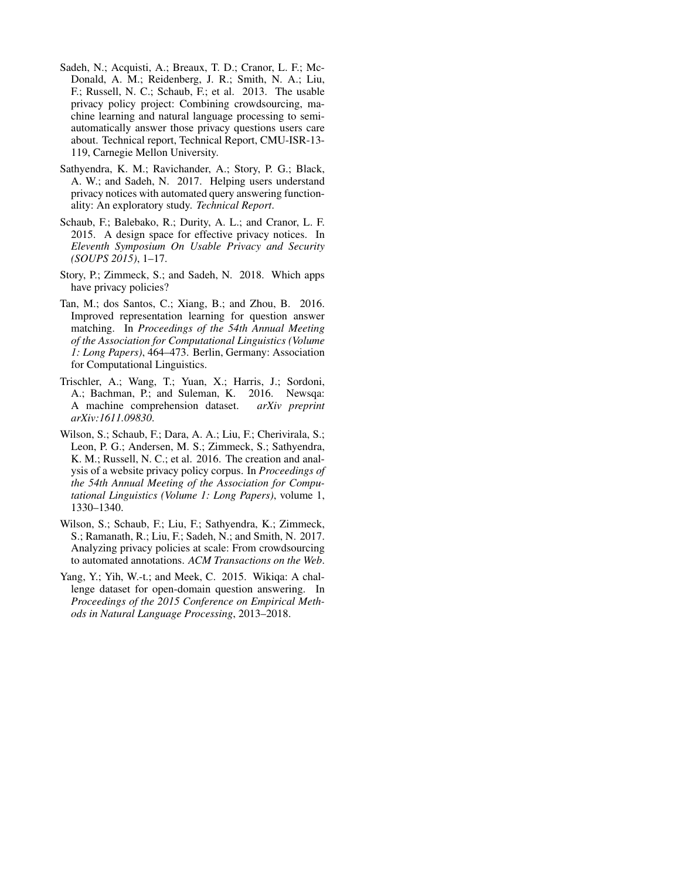Sadeh, N.; Acquisti, A.; Breaux, T. D.; Cranor, L. F.; McDonald, A. M.; Reidenberg, J. R.; Smith, N. A.; Liu, F.; Russell, N. C.; Schaub, F.; et al. 2013. The usable privacy policy project: Combining crowdsourcing, machine learning and natural language processing to semi-automatically answer those privacy questions users care about. Technical report, Technical Report, CMU-ISR-13-119, Carnegie Mellon University.

Sathyendra, K. M.; Ravichander, A.; Story, P. G.; Black, A. W.; and Sadeh, N. 2017. Helping users understand privacy notices with automated query answering functionality: An exploratory study. *Technical Report*.

Schaub, F.; Balebako, R.; Durity, A. L.; and Cranor, L. F. 2015. A design space for effective privacy notices. In *Eleventh Symposium On Usable Privacy and Security (SOUPS 2015)*, 1–17.

Story, P.; Zimmeck, S.; and Sadeh, N. 2018. Which apps have privacy policies?

Tan, M.; dos Santos, C.; Xiang, B.; and Zhou, B. 2016. Improved representation learning for question answer matching. In *Proceedings of the 54th Annual Meeting of the Association for Computational Linguistics (Volume 1: Long Papers)*, 464–473. Berlin, Germany: Association for Computational Linguistics.

Trischler, A.; Wang, T.; Yuan, X.; Harris, J.; Sordoni, A.; Bachman, P.; and Suleman, K. 2016. Newsqa: A machine comprehension dataset. *arXiv preprint arXiv:1611.09830*.

Wilson, S.; Schaub, F.; Dara, A. A.; Liu, F.; Cherivirala, S.; Leon, P. G.; Andersen, M. S.; Zimmeck, S.; Sathyendra, K. M.; Russell, N. C.; et al. 2016. The creation and analysis of a website privacy policy corpus. In *Proceedings of the 54th Annual Meeting of the Association for Computational Linguistics (Volume 1: Long Papers)*, volume 1, 1330–1340.

Wilson, S.; Schaub, F.; Liu, F.; Sathyendra, K.; Zimmeck, S.; Ramanath, R.; Liu, F.; Sadeh, N.; and Smith, N. 2017. Analyzing privacy policies at scale: From crowdsourcing to automated annotations. *ACM Transactions on the Web*.

Yang, Y.; Yih, W.-t.; and Meek, C. 2015. Wikiqa: A challenge dataset for open-domain question answering. In *Proceedings of the 2015 Conference on Empirical Methods in Natural Language Processing*, 2013–2018.